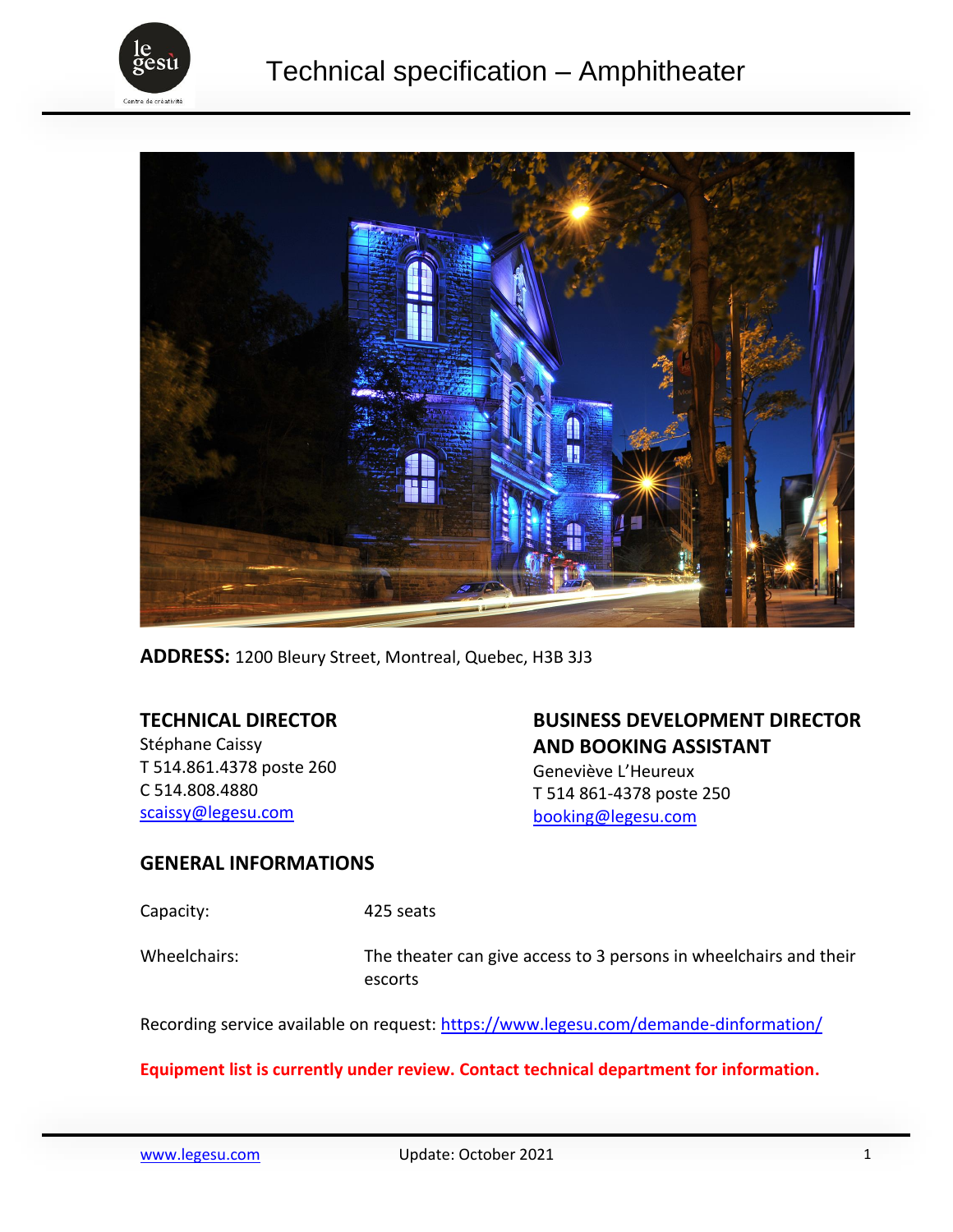# Technical specification – Amphitheater

**ADDRESS:** 1200 Bleury Street, Montreal, Quebec, H3B 3J3

**TECHNICAL DIRECTOR**
Stéphane Caissy
T 514.861.4378 poste 260
C 514.808.4880
scaissy@legesu.com

**BUSINESS DEVELOPMENT DIRECTOR AND BOOKING ASSISTANT**
Geneviève L'Heureux
T 514 861-4378 poste 250
booking@legesu.com

## GENERAL INFORMATIONS

| | |
|---|---|
| Capacity: | 425 seats |
| Wheelchairs: | The theater can give access to 3 persons in wheelchairs and their escorts |

Recording service available on request: https://www.legesu.com/demande-dinformation/

**Equipment list is currently under review. Contact technical department for information.**

www.legesu.com Update: October 2021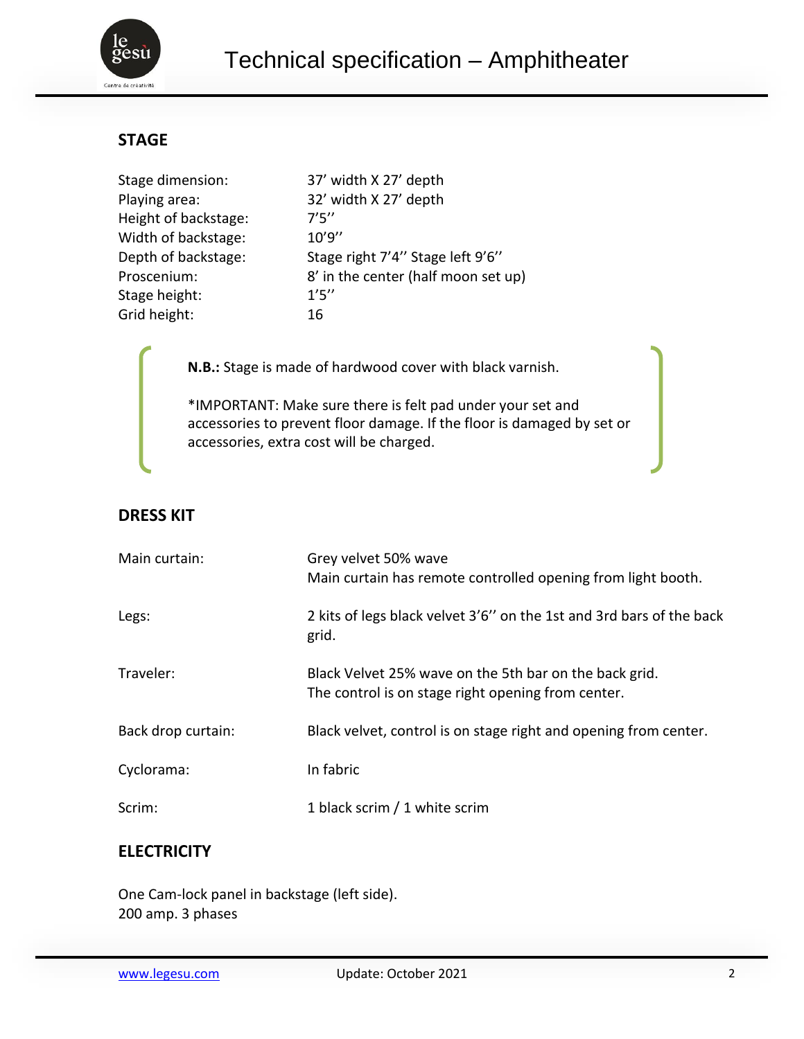Technical specification – Amphitheater

## STAGE

| | |
|---|---|
| Stage dimension: | 37’ width X 27’ depth |
| Playing area: | 32’ width X 27’ depth |
| Height of backstage: | 7’5’’ |
| Width of backstage: | 10’9’’ |
| Depth of backstage: | Stage right 7’4’’ Stage left 9’6’’ |
| Proscenium: | 8’ in the center (half moon set up) |
| Stage height: | 1’5’’ |
| Grid height: | 16 |

**N.B.:** Stage is made of hardwood cover with black varnish.

*IMPORTANT: Make sure there is felt pad under your set and accessories to prevent floor damage. If the floor is damaged by set or accessories, extra cost will be charged.

## DRESS KIT

| | |
|---|---|
| Main curtain: | Grey velvet 50% wave<br>Main curtain has remote controlled opening from light booth. |
| Legs: | 2 kits of legs black velvet 3’6’’ on the 1st and 3rd bars of the back grid. |
| Traveler: | Black Velvet 25% wave on the 5th bar on the back grid.<br>The control is on stage right opening from center. |
| Back drop curtain: | Black velvet, control is on stage right and opening from center. |
| Cyclorama: | In fabric |
| Scrim: | 1 black scrim / 1 white scrim |

## ELECTRICITY

One Cam-lock panel in backstage (left side).
200 amp. 3 phases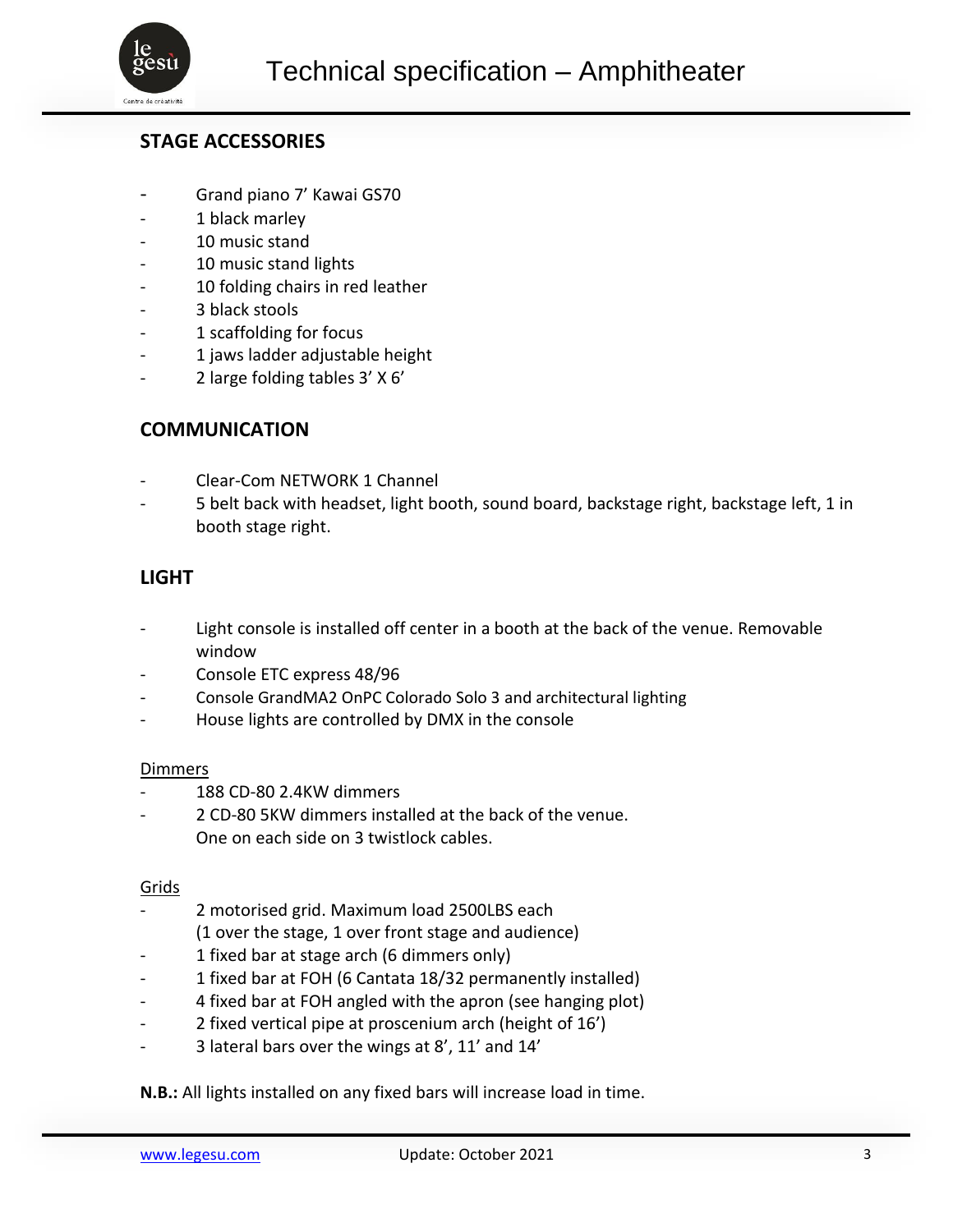## STAGE ACCESSORIES

- Grand piano 7' Kawai GS70
- 1 black marley
- 10 music stand
- 10 music stand lights
- 10 folding chairs in red leather
- 3 black stools
- 1 scaffolding for focus
- 1 jaws ladder adjustable height
- 2 large folding tables 3' X 6'

## COMMUNICATION

- Clear-Com NETWORK 1 Channel
- 5 belt back with headset, light booth, sound board, backstage right, backstage left, 1 in booth stage right.

## LIGHT

- Light console is installed off center in a booth at the back of the venue. Removable window
- Console ETC express 48/96
- Console GrandMA2 OnPC Colorado Solo 3 and architectural lighting
- House lights are controlled by DMX in the console

<u>Dimmers</u>

- 188 CD-80 2.4KW dimmers
- 2 CD-80 5KW dimmers installed at the back of the venue.
  One on each side on 3 twistlock cables.

<u>Grids</u>

- 2 motorised grid. Maximum load 2500LBS each
  (1 over the stage, 1 over front stage and audience)
- 1 fixed bar at stage arch (6 dimmers only)
- 1 fixed bar at FOH (6 Cantata 18/32 permanently installed)
- 4 fixed bar at FOH angled with the apron (see hanging plot)
- 2 fixed vertical pipe at proscenium arch (height of 16')
- 3 lateral bars over the wings at 8', 11' and 14'

**N.B.:** All lights installed on any fixed bars will increase load in time.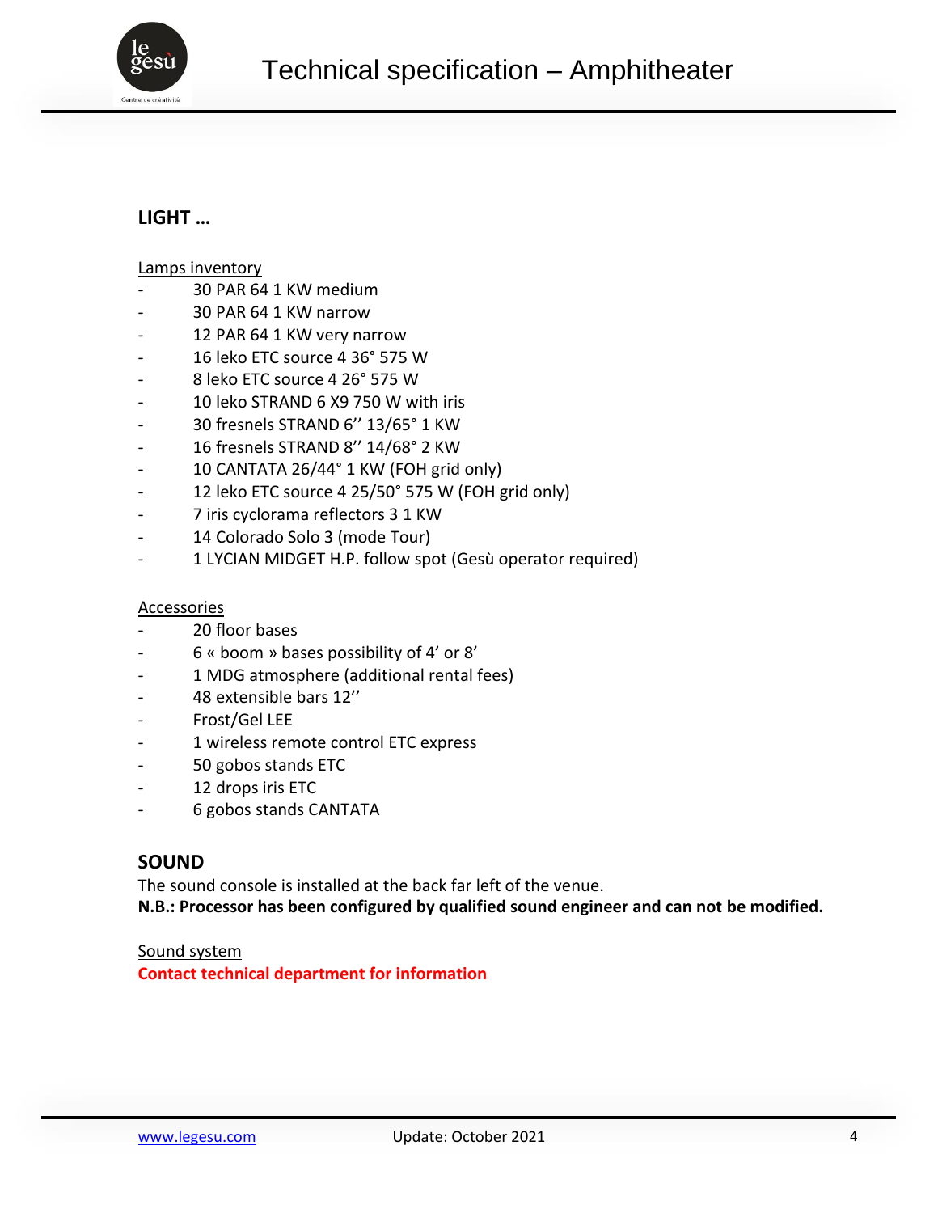**LIGHT …**

Lamps inventory

- 30 PAR 64 1 KW medium
- 30 PAR 64 1 KW narrow
- 12 PAR 64 1 KW very narrow
- 16 leko ETC source 4 36° 575 W
- 8 leko ETC source 4 26° 575 W
- 10 leko STRAND 6 X9 750 W with iris
- 30 fresnels STRAND 6’’ 13/65° 1 KW
- 16 fresnels STRAND 8’’ 14/68° 2 KW
- 10 CANTATA 26/44° 1 KW (FOH grid only)
- 12 leko ETC source 4 25/50° 575 W (FOH grid only)
- 7 iris cyclorama reflectors 3 1 KW
- 14 Colorado Solo 3 (mode Tour)
- 1 LYCIAN MIDGET H.P. follow spot (Gesù operator required)

Accessories

- 20 floor bases
- 6 « boom » bases possibility of 4’ or 8’
- 1 MDG atmosphere (additional rental fees)
- 48 extensible bars 12’’
- Frost/Gel LEE
- 1 wireless remote control ETC express
- 50 gobos stands ETC
- 12 drops iris ETC
- 6 gobos stands CANTATA

## SOUND

The sound console is installed at the back far left of the venue.
**N.B.: Processor has been configured by qualified sound engineer and can not be modified.**

Sound system

**Contact technical department for information**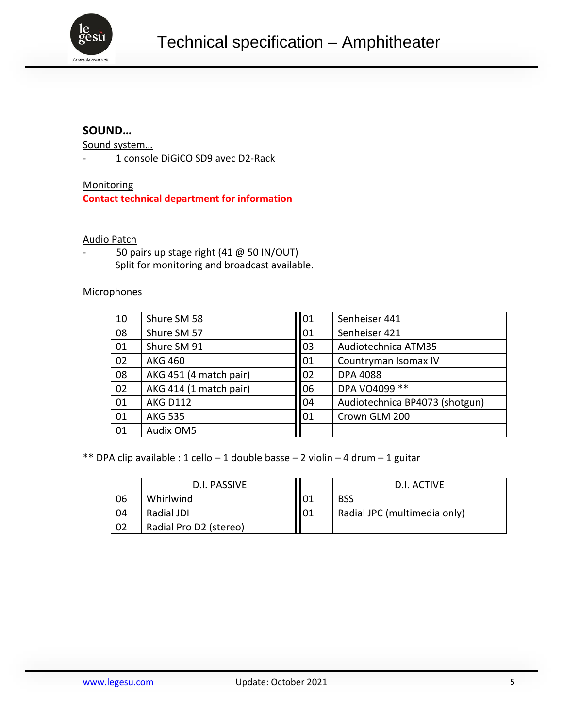# Technical specification – Amphitheater

## SOUND…

Sound system…

- 1 console DiGiCO SD9 avec D2-Rack

Monitoring

**Contact technical department for information**

Audio Patch

- 50 pairs up stage right (41 @ 50 IN/OUT)
  Split for monitoring and broadcast available.

Microphones

| | | | |
|---|---|---|---|
| 10 | Shure SM 58 | 01 | Senheiser 441 |
| 08 | Shure SM 57 | 01 | Senheiser 421 |
| 01 | Shure SM 91 | 03 | Audiotechnica ATM35 |
| 02 | AKG 460 | 01 | Countryman Isomax IV |
| 08 | AKG 451 (4 match pair) | 02 | DPA 4088 |
| 02 | AKG 414 (1 match pair) | 06 | DPA VO4099 ** |
| 01 | AKG D112 | 04 | Audiotechnica BP4073 (shotgun) |
| 01 | AKG 535 | 01 | Crown GLM 200 |
| 01 | Audix OM5 | | |

** DPA clip available : 1 cello – 1 double basse – 2 violin – 4 drum – 1 guitar

| | D.I. PASSIVE | | D.I. ACTIVE |
|---|---|---|---|
| 06 | Whirlwind | 01 | BSS |
| 04 | Radial JDI | 01 | Radial JPC (multimedia only) |
| 02 | Radial Pro D2 (stereo) | | |

www.legesu.com Update: October 2021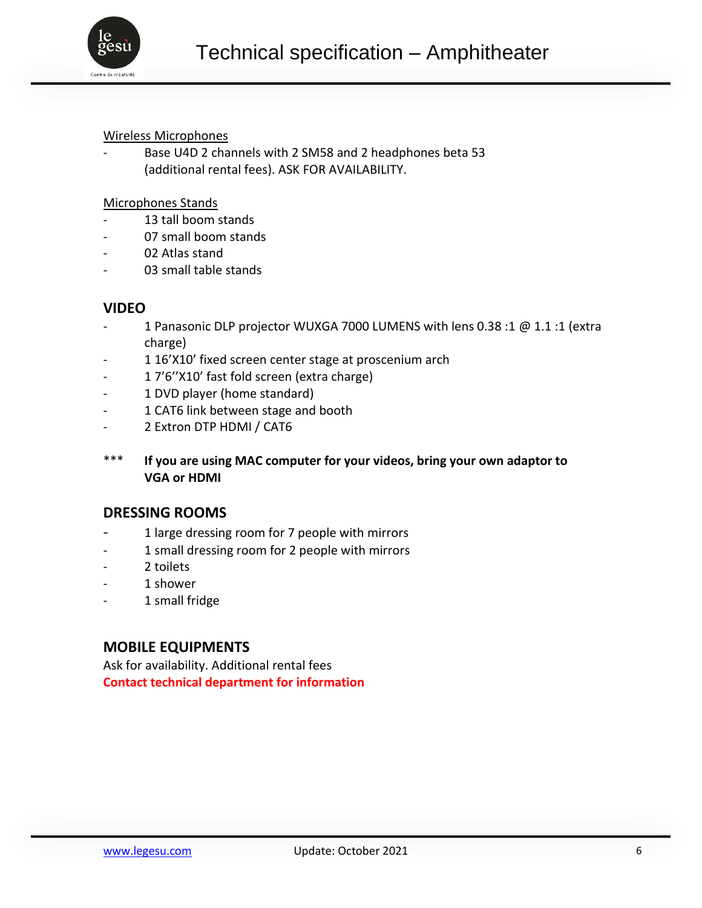Wireless Microphones

- Base U4D 2 channels with 2 SM58 and 2 headphones beta 53 (additional rental fees). ASK FOR AVAILABILITY.

Microphones Stands

- 13 tall boom stands
- 07 small boom stands
- 02 Atlas stand
- 03 small table stands

## VIDEO

- 1 Panasonic DLP projector WUXGA 7000 LUMENS with lens 0.38 :1 @ 1.1 :1 (extra charge)
- 1 16'X10' fixed screen center stage at proscenium arch
- 1 7'6''X10' fast fold screen (extra charge)
- 1 DVD player (home standard)
- 1 CAT6 link between stage and booth
- 2 Extron DTP HDMI / CAT6

*** **If you are using MAC computer for your videos, bring your own adaptor to VGA or HDMI**

## DRESSING ROOMS

- 1 large dressing room for 7 people with mirrors
- 1 small dressing room for 2 people with mirrors
- 2 toilets
- 1 shower
- 1 small fridge

## MOBILE EQUIPMENTS

Ask for availability. Additional rental fees

**Contact technical department for information**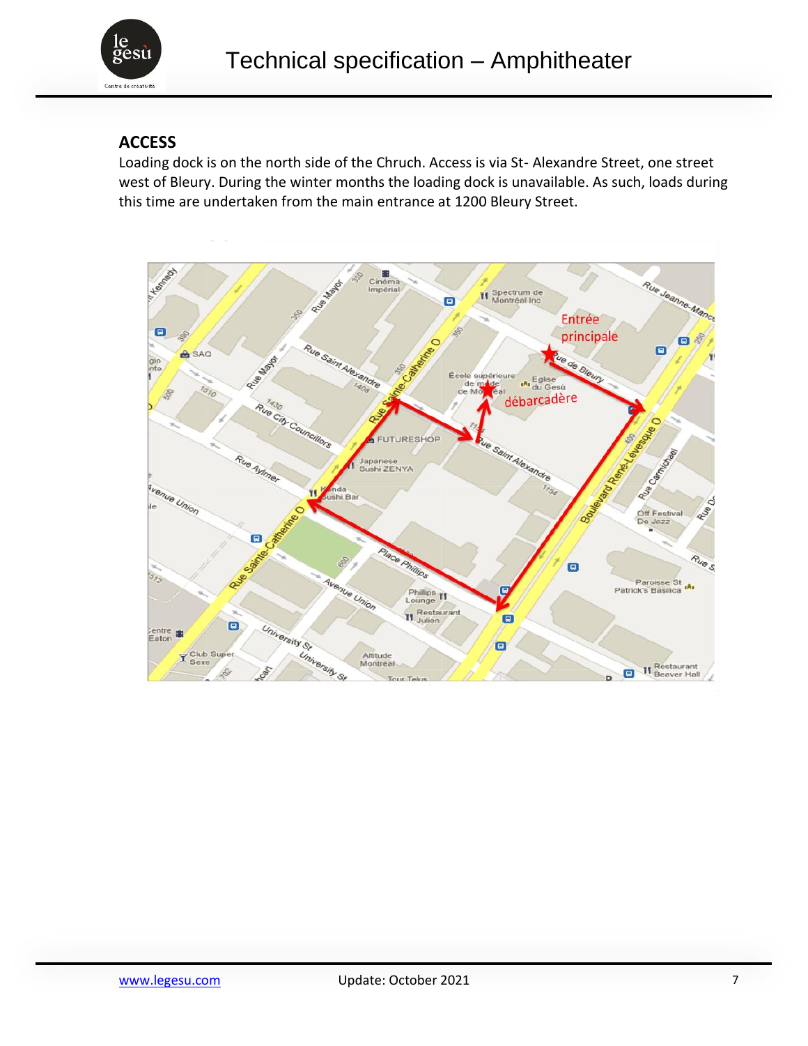## ACCESS

Loading dock is on the north side of the Chruch. Access is via St- Alexandre Street, one street west of Bleury. During the winter months the loading dock is unavailable. As such, loads during this time are undertaken from the main entrance at 1200 Bleury Street.

Entrée principale

débarcadère